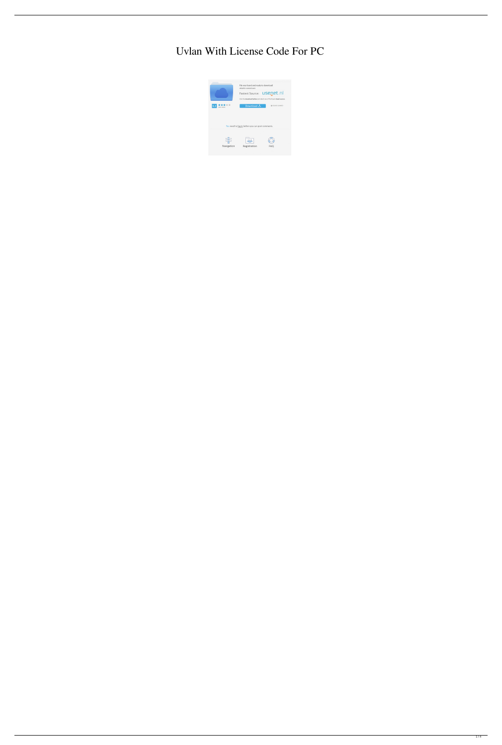# Uvlan With License Code For PC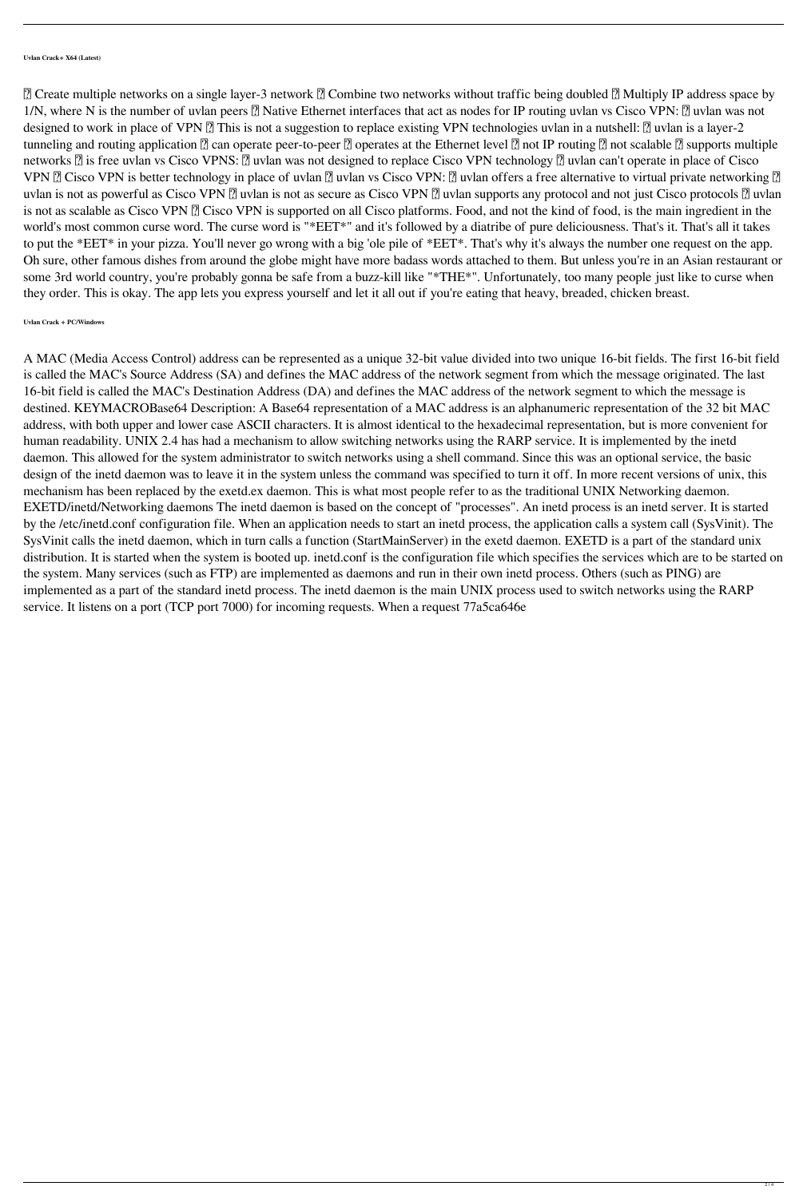**Uvlan Crack+ X64 (Latest)**

 Create multiple networks on a single layer-3 network  Combine two networks without traffic being doubled  Multiply IP address space by 1/N, where N is the number of uvlan peers  Native Ethernet interfaces that act as nodes for IP routing uvlan vs Cisco VPN:  uvlan was not designed to work in place of VPN  This is not a suggestion to replace existing VPN technologies uvlan in a nutshell:  uvlan is a layer-2 tunneling and routing application  can operate peer-to-peer  operates at the Ethernet level  not IP routing  not scalable  supports multiple networks  is free uvlan vs Cisco VPNS:  uvlan was not designed to replace Cisco VPN technology  uvlan can't operate in place of Cisco VPN  Cisco VPN is better technology in place of uvlan  uvlan vs Cisco VPN:  uvlan offers a free alternative to virtual private networking  uvlan is not as powerful as Cisco VPN  uvlan is not as secure as Cisco VPN  uvlan supports any protocol and not just Cisco protocols  uvlan is not as scalable as Cisco VPN  Cisco VPN is supported on all Cisco platforms. Food, and not the kind of food, is the main ingredient in the world's most common curse word. The curse word is "*EET*" and it's followed by a diatribe of pure deliciousness. That's it. That's all it takes to put the *EET* in your pizza. You'll never go wrong with a big 'ole pile of *EET*. That's why it's always the number one request on the app. Oh sure, other famous dishes from around the globe might have more badass words attached to them. But unless you're in an Asian restaurant or some 3rd world country, you're probably gonna be safe from a buzz-kill like "*THE*". Unfortunately, too many people just like to curse when they order. This is okay. The app lets you express yourself and let it all out if you're eating that heavy, breaded, chicken breast.

**Uvlan Crack + PC/Windows**

A MAC (Media Access Control) address can be represented as a unique 32-bit value divided into two unique 16-bit fields. The first 16-bit field is called the MAC's Source Address (SA) and defines the MAC address of the network segment from which the message originated. The last 16-bit field is called the MAC's Destination Address (DA) and defines the MAC address of the network segment to which the message is destined. KEYMACROBase64 Description: A Base64 representation of a MAC address is an alphanumeric representation of the 32 bit MAC address, with both upper and lower case ASCII characters. It is almost identical to the hexadecimal representation, but is more convenient for human readability. UNIX 2.4 has had a mechanism to allow switching networks using the RARP service. It is implemented by the inetd daemon. This allowed for the system administrator to switch networks using a shell command. Since this was an optional service, the basic design of the inetd daemon was to leave it in the system unless the command was specified to turn it off. In more recent versions of unix, this mechanism has been replaced by the exetd.ex daemon. This is what most people refer to as the traditional UNIX Networking daemon. EXETD/inetd/Networking daemons The inetd daemon is based on the concept of "processes". An inetd process is an inetd server. It is started by the /etc/inetd.conf configuration file. When an application needs to start an inetd process, the application calls a system call (SysVinit). The SysVinit calls the inetd daemon, which in turn calls a function (StartMainServer) in the exetd daemon. EXETD is a part of the standard unix distribution. It is started when the system is booted up. inetd.conf is the configuration file which specifies the services which are to be started on the system. Many services (such as FTP) are implemented as daemons and run in their own inetd process. Others (such as PING) are implemented as a part of the standard inetd process. The inetd daemon is the main UNIX process used to switch networks using the RARP service. It listens on a port (TCP port 7000) for incoming requests. When a request 77a5ca646e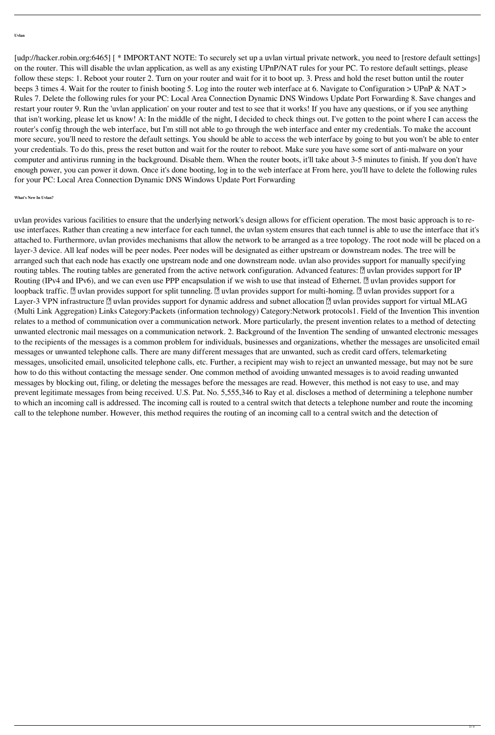**Uvlan**

[udp://hacker.robin.org:6465] [ * IMPORTANT NOTE: To securely set up a uvlan virtual private network, you need to [restore default settings] on the router. This will disable the uvlan application, as well as any existing UPnP/NAT rules for your PC. To restore default settings, please follow these steps: 1. Reboot your router 2. Turn on your router and wait for it to boot up. 3. Press and hold the reset button until the router beeps 3 times 4. Wait for the router to finish booting 5. Log into the router web interface at 6. Navigate to Configuration > UPnP & NAT > Rules 7. Delete the following rules for your PC: Local Area Connection Dynamic DNS Windows Update Port Forwarding 8. Save changes and restart your router 9. Run the 'uvlan application' on your router and test to see that it works! If you have any questions, or if you see anything that isn't working, please let us know! A: In the middle of the night, I decided to check things out. I've gotten to the point where I can access the router's config through the web interface, but I'm still not able to go through the web interface and enter my credentials. To make the account more secure, you'll need to restore the default settings. You should be able to access the web interface by going to but you won't be able to enter your credentials. To do this, press the reset button and wait for the router to reboot. Make sure you have some sort of anti-malware on your computer and antivirus running in the background. Disable them. When the router boots, it'll take about 3-5 minutes to finish. If you don't have enough power, you can power it down. Once it's done booting, log in to the web interface at From here, you'll have to delete the following rules for your PC: Local Area Connection Dynamic DNS Windows Update Port Forwarding

**What's New In Uvlan?**

uvlan provides various facilities to ensure that the underlying network's design allows for efficient operation. The most basic approach is to re-use interfaces. Rather than creating a new interface for each tunnel, the uvlan system ensures that each tunnel is able to use the interface that it's attached to. Furthermore, uvlan provides mechanisms that allow the network to be arranged as a tree topology. The root node will be placed on a layer-3 device. All leaf nodes will be peer nodes. Peer nodes will be designated as either upstream or downstream nodes. The tree will be arranged such that each node has exactly one upstream node and one downstream node. uvlan also provides support for manually specifying routing tables. The routing tables are generated from the active network configuration. Advanced features: ￼ uvlan provides support for IP Routing (IPv4 and IPv6), and we can even use PPP encapsulation if we wish to use that instead of Ethernet. ￼ uvlan provides support for loopback traffic. ￼ uvlan provides support for split tunneling. ￼ uvlan provides support for multi-homing. ￼ uvlan provides support for a Layer-3 VPN infrastructure ￼ uvlan provides support for dynamic address and subnet allocation ￼ uvlan provides support for virtual MLAG (Multi Link Aggregation) Links Category:Packets (information technology) Category:Network protocols1. Field of the Invention This invention relates to a method of communication over a communication network. More particularly, the present invention relates to a method of detecting unwanted electronic mail messages on a communication network. 2. Background of the Invention The sending of unwanted electronic messages to the recipients of the messages is a common problem for individuals, businesses and organizations, whether the messages are unsolicited email messages or unwanted telephone calls. There are many different messages that are unwanted, such as credit card offers, telemarketing messages, unsolicited email, unsolicited telephone calls, etc. Further, a recipient may wish to reject an unwanted message, but may not be sure how to do this without contacting the message sender. One common method of avoiding unwanted messages is to avoid reading unwanted messages by blocking out, filing, or deleting the messages before the messages are read. However, this method is not easy to use, and may prevent legitimate messages from being received. U.S. Pat. No. 5,555,346 to Ray et al. discloses a method of determining a telephone number to which an incoming call is addressed. The incoming call is routed to a central switch that detects a telephone number and route the incoming call to the telephone number. However, this method requires the routing of an incoming call to a central switch and the detection of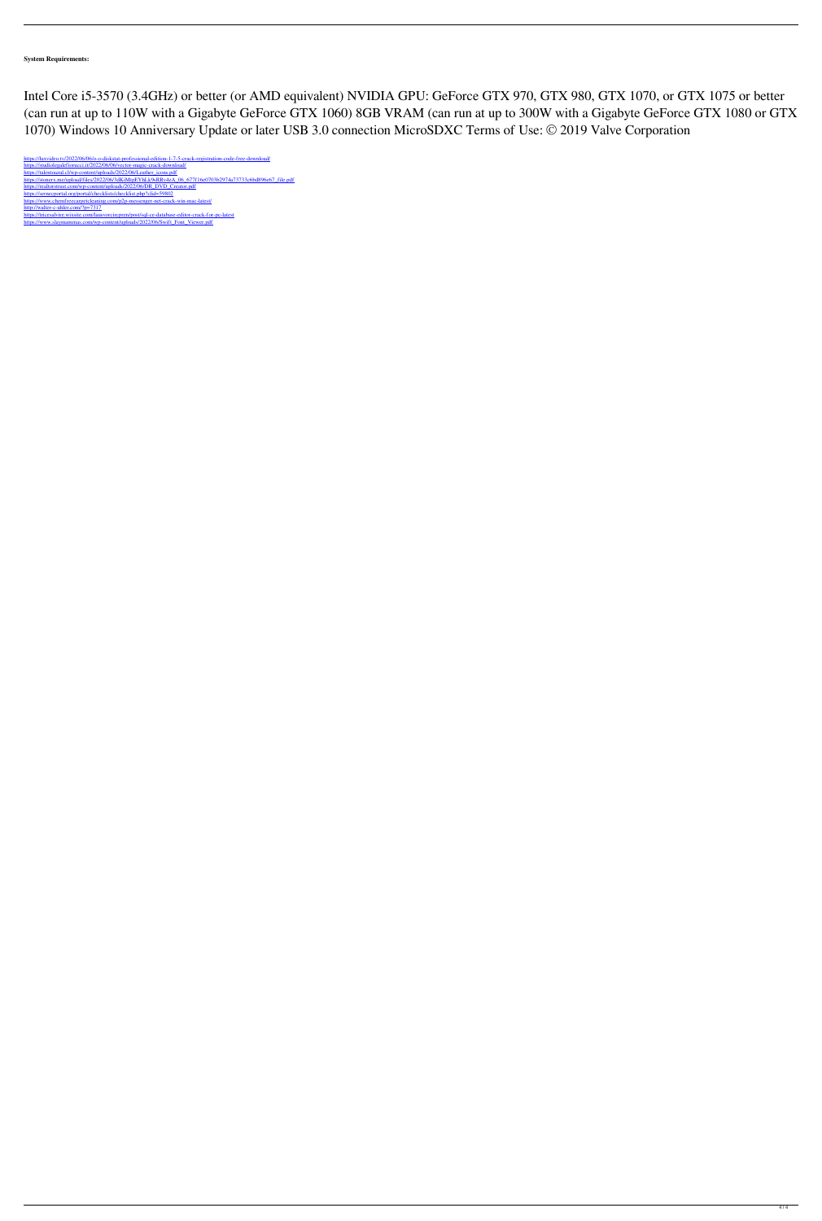**System Requirements:**

Intel Core i5-3570 (3.4GHz) or better (or AMD equivalent) NVIDIA GPU: GeForce GTX 970, GTX 980, GTX 1070, or GTX 1075 or better (can run at up to 110W with a Gigabyte GeForce GTX 1060) 8GB VRAM (can run at up to 300W with a Gigabyte GeForce GTX 1080 or GTX 1070) Windows 10 Anniversary Update or later USB 3.0 connection MicroSDXC Terms of Use: © 2019 Valve Corporation

https://luvsideo.tv/2022/06/06/o-o-diskstat-professional-edition-1-7-5-crack-registration-code-free-download/
https://studiofratelfiorucci.it/2022/06/06/vector-magic-crack-download/
https://talentoazul.cl/wp-content/uploads/2022/06/Leather_icons.pdf
https://stonerx.me/upload/files/2022/06/3dKiMtpEYhLk9sRRv4zA_06_677f16e0703b2974a73733e6bd896e67_file.pdf
https://realtorstrust.com/wp-content/uploads/2022/06/DR_DVD_Creator.pdf
https://aeneeportal.org/portal/checklists/checklist.php?clid=59802
https://www.chemfreecarpetcleaning.com/p2p-messenger-net-crack-win-mac-latest/
http://walter-c-uhler.com/?p=7317
https://tincesalvinr.wixsite.com/lausvorcincpren/post/sql-ce-database-editor-crack-for-pc-latest
https://www.slaymammas.com/wp-content/uploads/2022/06/Swift_Font_Viewer.pdf